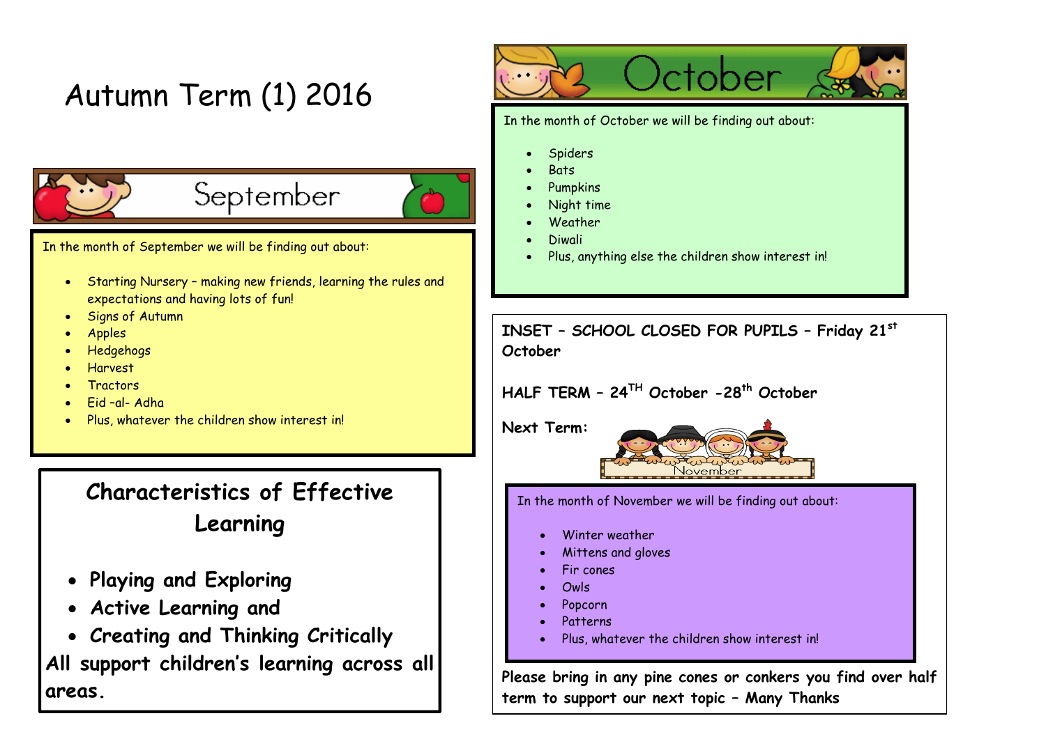# Autumn Term (1) 2016

## September

In the month of September we will be finding out about:

- Starting Nursery – making new friends, learning the rules and expectations and having lots of fun!
- Signs of Autumn
- Apples
- Hedgehogs
- Harvest
- Tractors
- Eid –al- Adha
- Plus, whatever the children show interest in!

## Characteristics of Effective Learning

- **Playing and Exploring**
- **Active Learning and**
- **Creating and Thinking Critically**

**All support children's learning across all areas.**

## October

In the month of October we will be finding out about:

- Spiders
- Bats
- Pumpkins
- Night time
- Weather
- Diwali
- Plus, anything else the children show interest in!

**INSET – SCHOOL CLOSED FOR PUPILS – Friday 21st October**

**HALF TERM – 24TH October -28th October**

**Next Term:**

## November

In the month of November we will be finding out about:

- Winter weather
- Mittens and gloves
- Fir cones
- Owls
- Popcorn
- Patterns
- Plus, whatever the children show interest in!

**Please bring in any pine cones or conkers you find over half term to support our next topic – Many Thanks**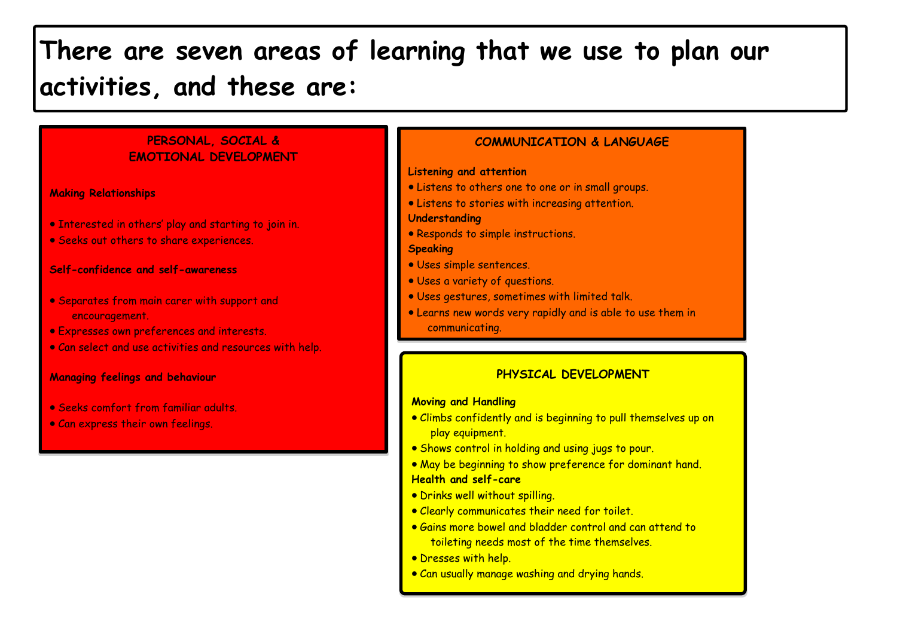# There are seven areas of learning that we use to plan our activities, and these are:

## PERSONAL, SOCIAL & EMOTIONAL DEVELOPMENT

**Making Relationships**

- Interested in others' play and starting to join in.
- Seeks out others to share experiences.

**Self-confidence and self-awareness**

- Separates from main carer with support and encouragement.
- Expresses own preferences and interests.
- Can select and use activities and resources with help.

**Managing feelings and behaviour**

- Seeks comfort from familiar adults.
- Can express their own feelings.

## COMMUNICATION & LANGUAGE

**Listening and attention**

- Listens to others one to one or in small groups.
- Listens to stories with increasing attention.

**Understanding**

- Responds to simple instructions.

**Speaking**

- Uses simple sentences.
- Uses a variety of questions.
- Uses gestures, sometimes with limited talk.
- Learns new words very rapidly and is able to use them in communicating.

## PHYSICAL DEVELOPMENT

**Moving and Handling**

- Climbs confidently and is beginning to pull themselves up on play equipment.
- Shows control in holding and using jugs to pour.
- May be beginning to show preference for dominant hand.

**Health and self-care**

- Drinks well without spilling.
- Clearly communicates their need for toilet.
- Gains more bowel and bladder control and can attend to toileting needs most of the time themselves.
- Dresses with help.
- Can usually manage washing and drying hands.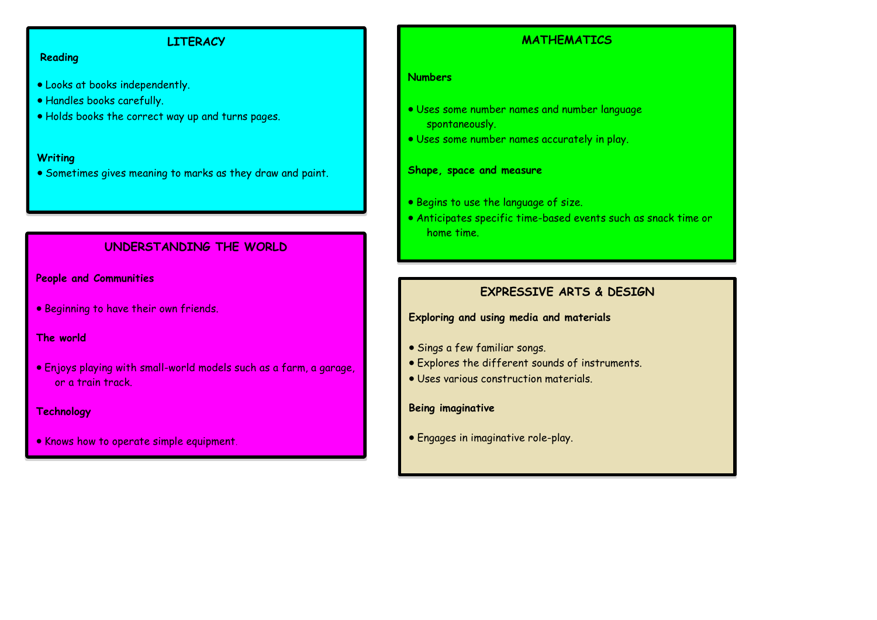## LITERACY

**Reading**

- Looks at books independently.
- Handles books carefully.
- Holds books the correct way up and turns pages.

**Writing**

- Sometimes gives meaning to marks as they draw and paint.

## UNDERSTANDING THE WORLD

**People and Communities**

- Beginning to have their own friends.

**The world**

- Enjoys playing with small-world models such as a farm, a garage, or a train track.

**Technology**

- Knows how to operate simple equipment.

## MATHEMATICS

**Numbers**

- Uses some number names and number language spontaneously.
- Uses some number names accurately in play.

**Shape, space and measure**

- Begins to use the language of size.
- Anticipates specific time-based events such as snack time or home time.

## EXPRESSIVE ARTS & DESIGN

**Exploring and using media and materials**

- Sings a few familiar songs.
- Explores the different sounds of instruments.
- Uses various construction materials.

**Being imaginative**

- Engages in imaginative role-play.